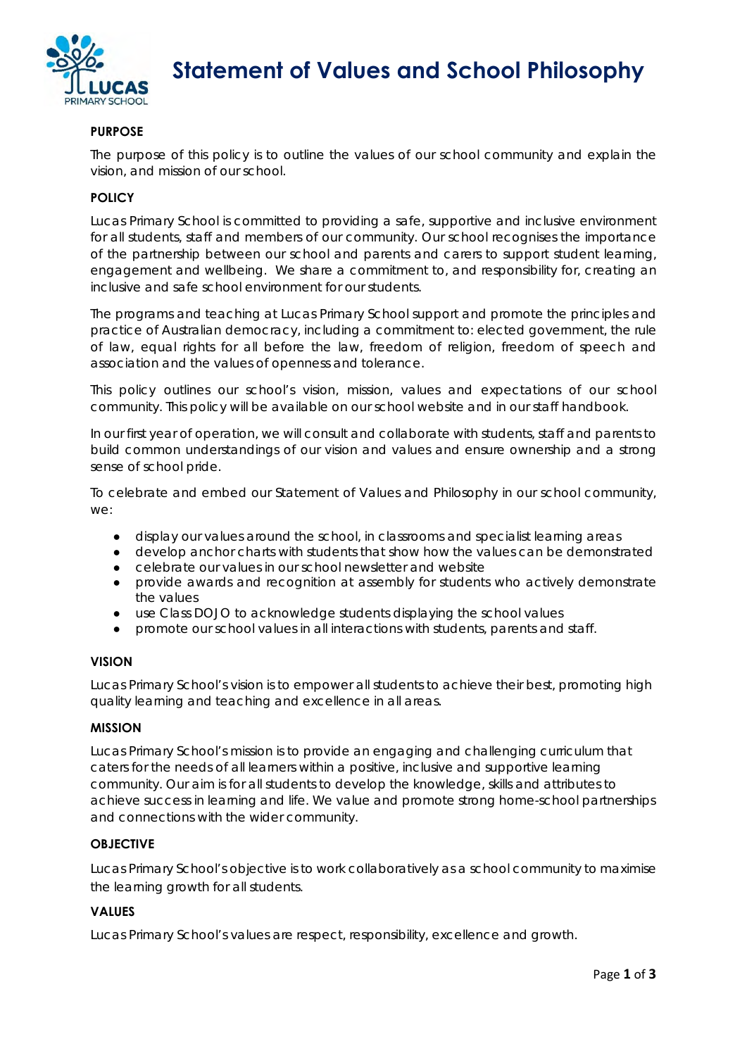# Statement of Values and School Philosophy

## PURPOSE

The purpose of this policy is to outline the values of our school community and explain the vision, and mission of our school.

## POLICY

Lucas Primary School is committed to providing a safe, supportive and inclusive environment for all students, staff and members of our community. Our school recognises the importance of the partnership between our school and parents and carers to support student learning, engagement and wellbeing. We share a commitment to, and responsibility for, creating an inclusive and safe school environment for our students.

The programs and teaching at Lucas Primary School support and promote the principles and practice of Australian democracy, including a commitment to: elected government, the rule of law, equal rights for all before the law, freedom of religion, freedom of speech and association and the values of openness and tolerance.

This policy outlines our school's vision, mission, values and expectations of our school community. This policy will be available on our school website and in our staff handbook.

In our first year of operation, we will consult and collaborate with students, staff and parents to build common understandings of our vision and values and ensure ownership and a strong sense of school pride.

To celebrate and embed our Statement of Values and Philosophy in our school community, we:

- display our values around the school, in classrooms and specialist learning areas
- develop anchor charts with students that show how the values can be demonstrated
- celebrate our values in our school newsletter and website
- provide awards and recognition at assembly for students who actively demonstrate the values
- use Class DOJO to acknowledge students displaying the school values
- promote our school values in all interactions with students, parents and staff.

## VISION

Lucas Primary School's vision is to empower all students to achieve their best, promoting high quality learning and teaching and excellence in all areas.

## MISSION

Lucas Primary School's mission is to provide an engaging and challenging curriculum that caters for the needs of all learners within a positive, inclusive and supportive learning community. Our aim is for all students to develop the knowledge, skills and attributes to achieve success in learning and life. We value and promote strong home-school partnerships and connections with the wider community.

## OBJECTIVE

Lucas Primary School's objective is to work collaboratively as a school community to maximise the learning growth for all students.

## VALUES

Lucas Primary School's values are respect, responsibility, excellence and growth.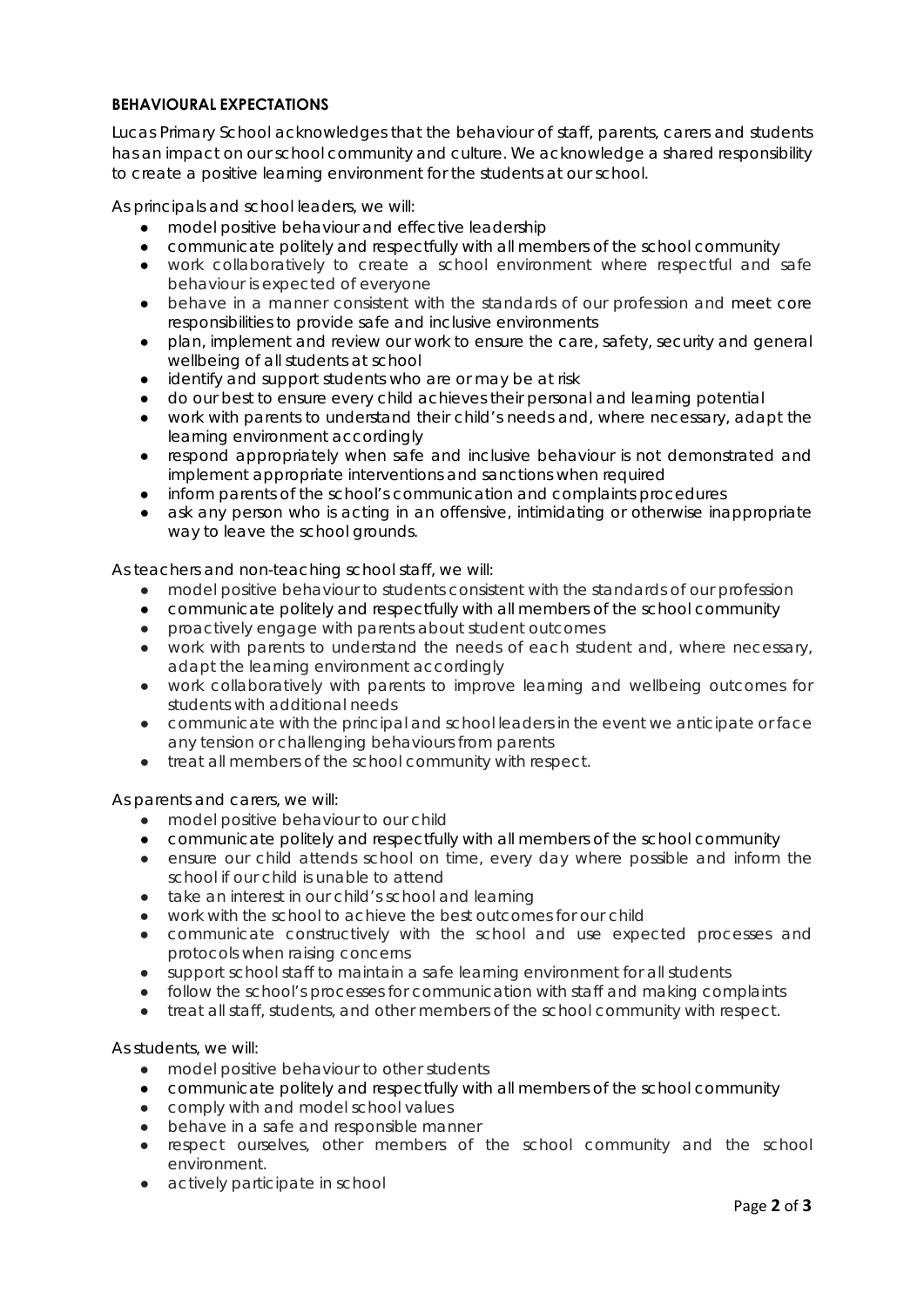**BEHAVIOURAL EXPECTATIONS**

Lucas Primary School acknowledges that the behaviour of staff, parents, carers and students has an impact on our school community and culture. We acknowledge a shared responsibility to create a positive learning environment for the students at our school.

As principals and school leaders, we will:

- model positive behaviour and effective leadership
- communicate politely and respectfully with all members of the school community
- work collaboratively to create a school environment where respectful and safe behaviour is expected of everyone
- behave in a manner consistent with the standards of our profession and meet core responsibilities to provide safe and inclusive environments
- plan, implement and review our work to ensure the care, safety, security and general wellbeing of all students at school
- identify and support students who are or may be at risk
- do our best to ensure every child achieves their personal and learning potential
- work with parents to understand their child's needs and, where necessary, adapt the learning environment accordingly
- respond appropriately when safe and inclusive behaviour is not demonstrated and implement appropriate interventions and sanctions when required
- inform parents of the school's communication and complaints procedures
- ask any person who is acting in an offensive, intimidating or otherwise inappropriate way to leave the school grounds.

As teachers and non-teaching school staff, we will:

- model positive behaviour to students consistent with the standards of our profession
- communicate politely and respectfully with all members of the school community
- proactively engage with parents about student outcomes
- work with parents to understand the needs of each student and, where necessary, adapt the learning environment accordingly
- work collaboratively with parents to improve learning and wellbeing outcomes for students with additional needs
- communicate with the principal and school leaders in the event we anticipate or face any tension or challenging behaviours from parents
- treat all members of the school community with respect.

As parents and carers, we will:

- model positive behaviour to our child
- communicate politely and respectfully with all members of the school community
- ensure our child attends school on time, every day where possible and inform the school if our child is unable to attend
- take an interest in our child's school and learning
- work with the school to achieve the best outcomes for our child
- communicate constructively with the school and use expected processes and protocols when raising concerns
- support school staff to maintain a safe learning environment for all students
- follow the school's processes for communication with staff and making complaints
- treat all staff, students, and other members of the school community with respect.

As students, we will:

- model positive behaviour to other students
- communicate politely and respectfully with all members of the school community
- comply with and model school values
- behave in a safe and responsible manner
- respect ourselves, other members of the school community and the school environment.
- actively participate in school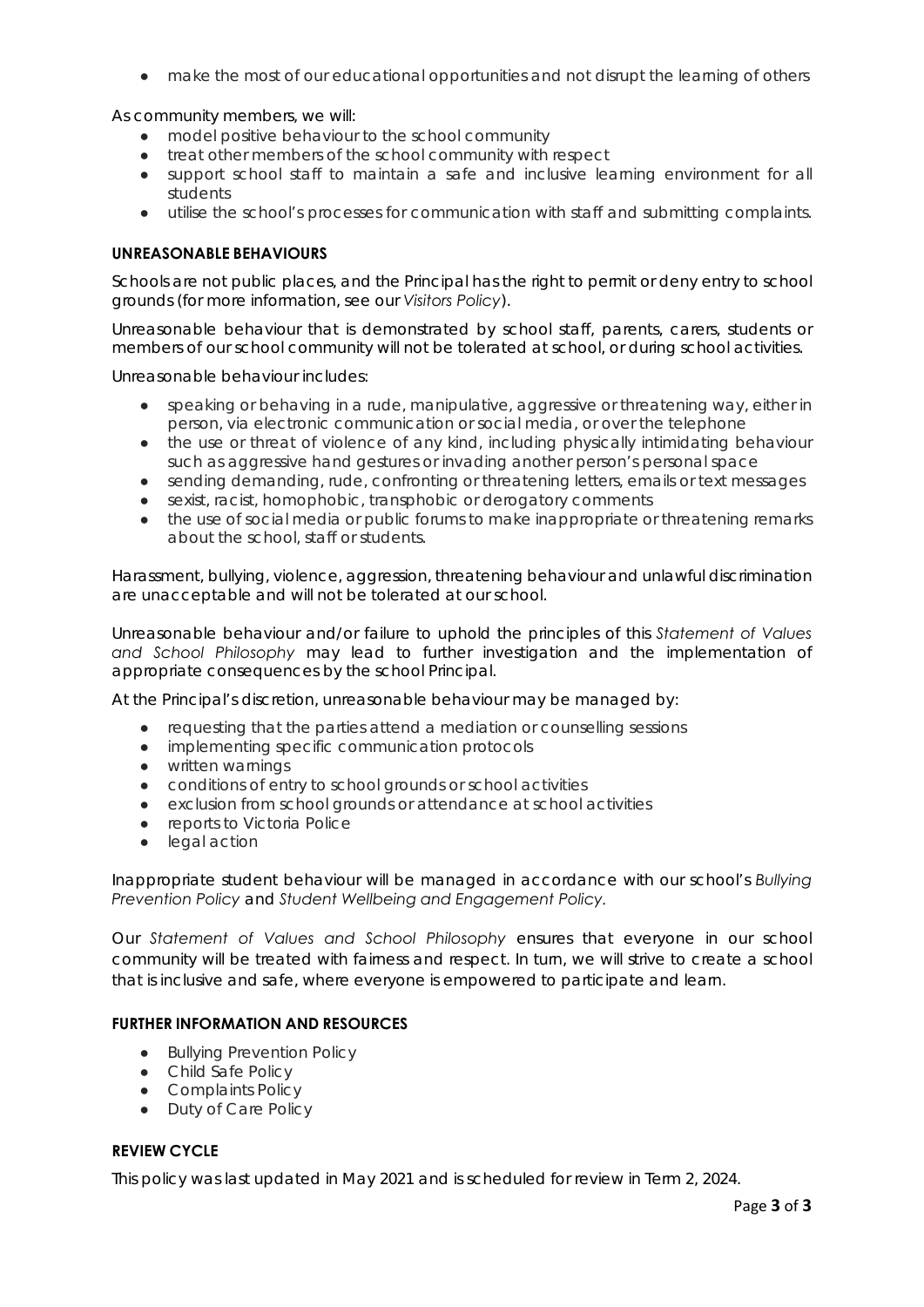- make the most of our educational opportunities and not disrupt the learning of others

As community members, we will:

- model positive behaviour to the school community
- treat other members of the school community with respect
- support school staff to maintain a safe and inclusive learning environment for all students
- utilise the school's processes for communication with staff and submitting complaints.

## UNREASONABLE BEHAVIOURS

Schools are not public places, and the Principal has the right to permit or deny entry to school grounds (for more information, see our *Visitors Policy*).

Unreasonable behaviour that is demonstrated by school staff, parents, carers, students or members of our school community will not be tolerated at school, or during school activities.

Unreasonable behaviour includes:

- speaking or behaving in a rude, manipulative, aggressive or threatening way, either in person, via electronic communication or social media, or over the telephone
- the use or threat of violence of any kind, including physically intimidating behaviour such as aggressive hand gestures or invading another person's personal space
- sending demanding, rude, confronting or threatening letters, emails or text messages
- sexist, racist, homophobic, transphobic or derogatory comments
- the use of social media or public forums to make inappropriate or threatening remarks about the school, staff or students.

Harassment, bullying, violence, aggression, threatening behaviour and unlawful discrimination are unacceptable and will not be tolerated at our school.

Unreasonable behaviour and/or failure to uphold the principles of this *Statement of Values and School Philosophy* may lead to further investigation and the implementation of appropriate consequences by the school Principal.

At the Principal's discretion, unreasonable behaviour may be managed by:

- requesting that the parties attend a mediation or counselling sessions
- implementing specific communication protocols
- written warnings
- conditions of entry to school grounds or school activities
- exclusion from school grounds or attendance at school activities
- reports to Victoria Police
- legal action

Inappropriate student behaviour will be managed in accordance with our school's *Bullying Prevention Policy* and *Student Wellbeing and Engagement Policy*.

Our *Statement of Values and School Philosophy* ensures that everyone in our school community will be treated with fairness and respect. In turn, we will strive to create a school that is inclusive and safe, where everyone is empowered to participate and learn.

## FURTHER INFORMATION AND RESOURCES

- Bullying Prevention Policy
- Child Safe Policy
- Complaints Policy
- Duty of Care Policy

## REVIEW CYCLE

This policy was last updated in May 2021 and is scheduled for review in Term 2, 2024.